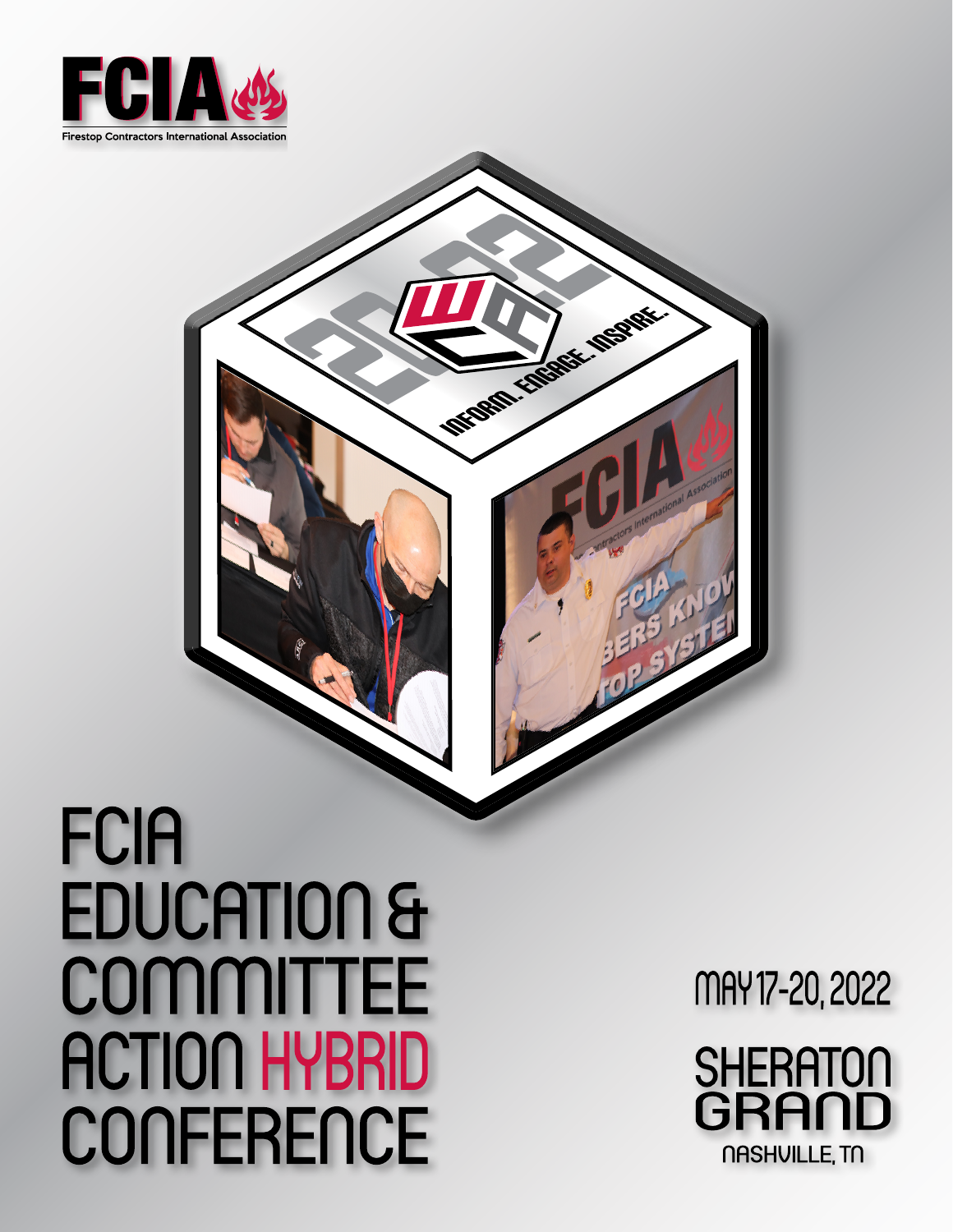FCIA

Firestop Contractors International Association

2022

INFORM. ENGAGE. INSPIRE.

# FCIA EDUCATION & COMMITTEE ACTION HYBRID CONFERENCE

MAY 17-20, 2022

SHERATON GRAND

NASHVILLE, TN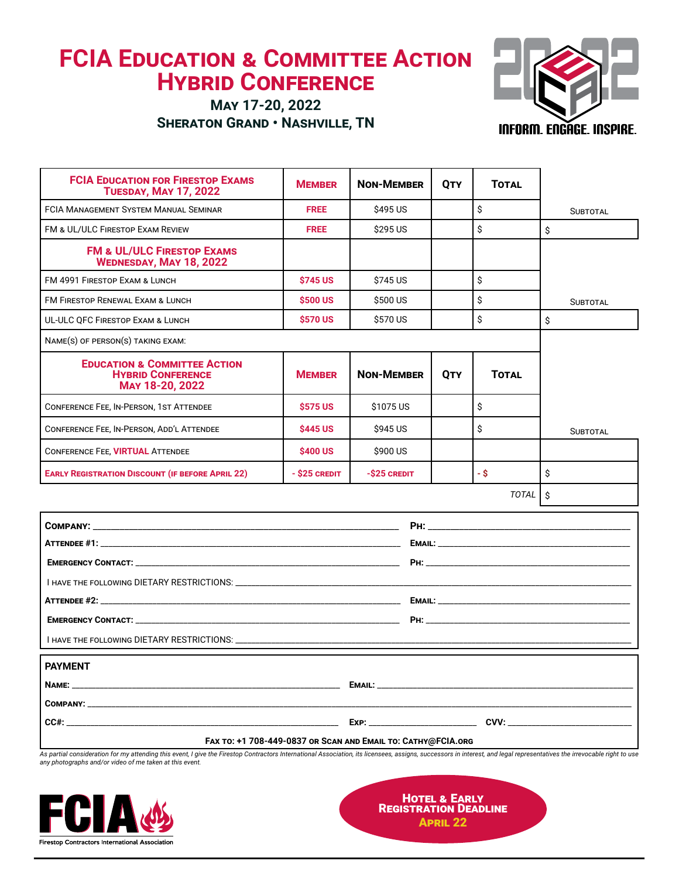# FCIA Education & Committee Action Hybrid Conference

### May 17-20, 2022
### Sheraton Grand • Nashville, TN

2022 ECA
INFORM. ENGAGE. INSPIRE.

| FCIA Education for Firestop Exams Tuesday, May 17, 2022 | Member | Non-Member | Qty | Total | |
|---|---|---|---|---|---|
| FCIA Management System Manual Seminar | FREE | $495 US | | $ | Subtotal |
| FM & UL/ULC Firestop Exam Review | FREE | $295 US | | $ | $ |
| **FM & UL/ULC Firestop Exams Wednesday, May 18, 2022** | | | | | |
| FM 4991 Firestop Exam & Lunch | $745 US | $745 US | | $ | |
| FM Firestop Renewal Exam & Lunch | $500 US | $500 US | | $ | Subtotal |
| UL-ULC QFC Firestop Exam & Lunch | $570 US | $570 US | | $ | $ |
| Name(s) of person(s) taking exam: | | | | | |
| **Education & Committee Action Hybrid Conference May 18-20, 2022** | **Member** | **Non-Member** | **Qty** | **Total** | |
| Conference Fee, In-Person, 1st Attendee | $575 US | $1075 US | | $ | |
| Conference Fee, In-Person, Add'l Attendee | $445 US | $945 US | | $ | Subtotal |
| Conference Fee, Virtual Attendee | $400 US | $900 US | | | |
| Early Registration Discount (if before April 22) | - $25 credit | -$25 credit | | - $ | $ |
| | | | | *Total* | $ |

Company: ______________________ Ph: ______________________

Attendee #1: ______________________ Email: ______________________

Emergency Contact: ______________________ Ph: ______________________

I have the following dietary restrictions: ______________________

Attendee #2: ______________________ Email: ______________________

Emergency Contact: ______________________ Ph: ______________________

I have the following dietary restrictions: ______________________

**Payment**

Name: ______________________ Email: ______________________

Company: ______________________

CC#: ______________________ Exp: ____________ CVV: ____________

Fax to: +1 708-449-0837 or Scan and Email to: cathy@fcia.org

*As partial consideration for my attending this event, I give the Firestop Contractors International Association, its licensees, assigns, successors in interest, and legal representatives the irrevocable right to use any photographs and/or video of me taken at this event.*

FCIA
Firestop Contractors International Association

**Hotel & Early Registration Deadline April 22**